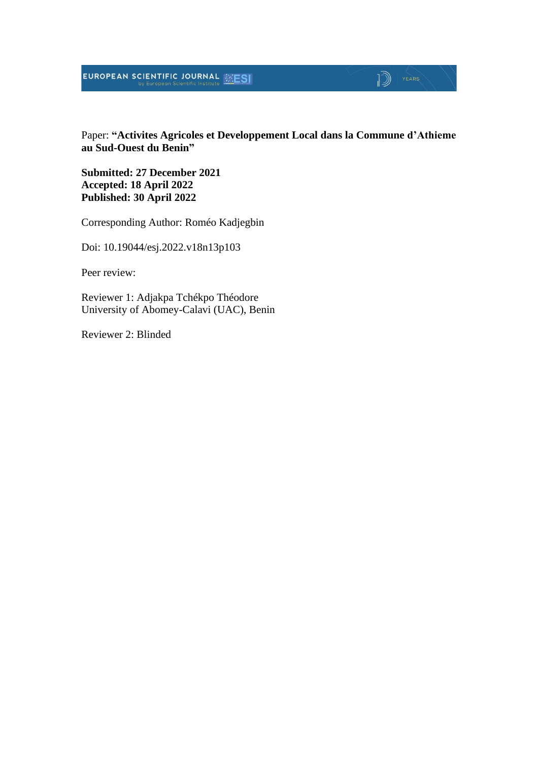Paper: **“Activites Agricoles et Developpement Local dans la Commune d’Athieme au Sud-Ouest du Benin”**

**Submitted: 27 December 2021**
**Accepted: 18 April 2022**
**Published: 30 April 2022**

Corresponding Author: Roméo Kadjegbin

Doi: 10.19044/esj.2022.v18n13p103

Peer review:

Reviewer 1: Adjakpa Tchékpo Théodore
University of Abomey-Calavi (UAC), Benin

Reviewer 2: Blinded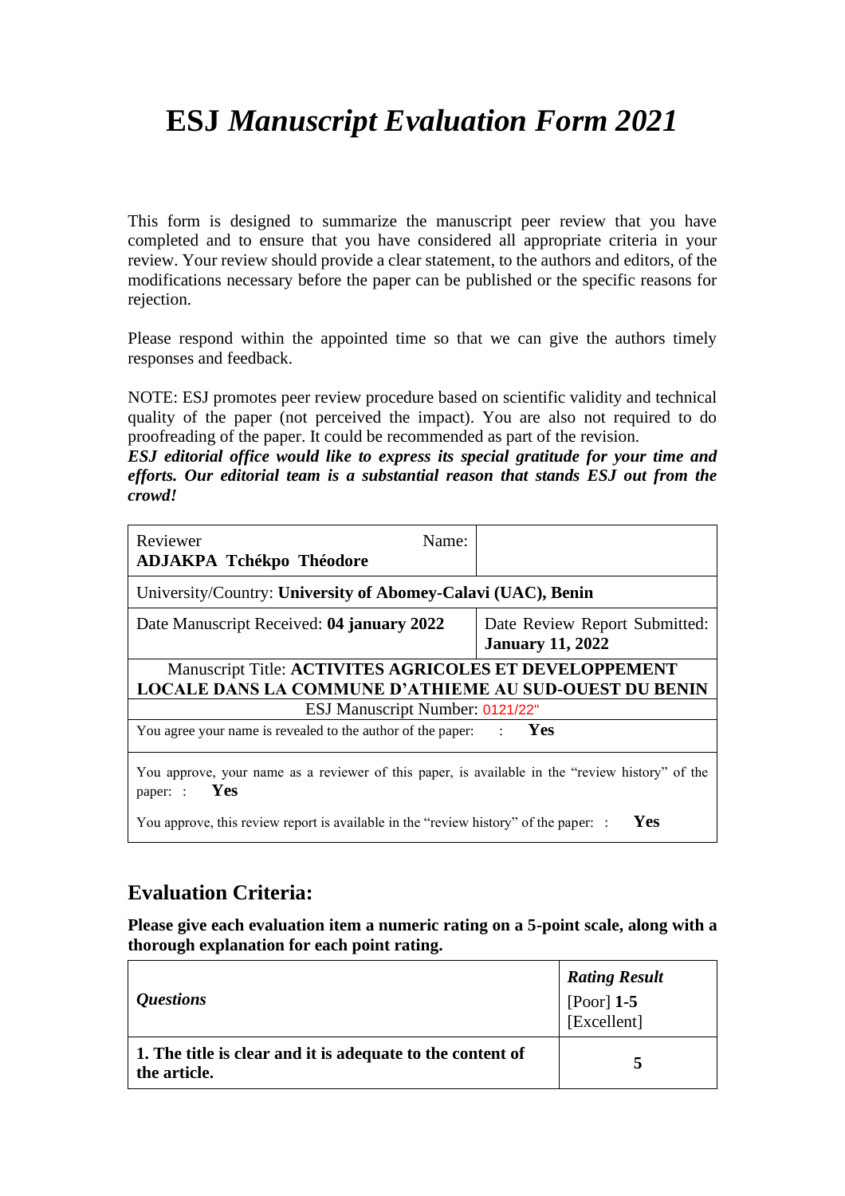# ESJ *Manuscript Evaluation Form 2021*

This form is designed to summarize the manuscript peer review that you have completed and to ensure that you have considered all appropriate criteria in your review. Your review should provide a clear statement, to the authors and editors, of the modifications necessary before the paper can be published or the specific reasons for rejection.

Please respond within the appointed time so that we can give the authors timely responses and feedback.

NOTE: ESJ promotes peer review procedure based on scientific validity and technical quality of the paper (not perceived the impact). You are also not required to do proofreading of the paper. It could be recommended as part of the revision.
***ESJ editorial office would like to express its special gratitude for your time and efforts. Our editorial team is a substantial reason that stands ESJ out from the crowd!***

| | |
|---|---|
| Reviewer Name: **ADJAKPA Tchékpo Théodore** | |
| University/Country: **University of Abomey-Calavi (UAC), Benin** | |
| Date Manuscript Received: **04 january 2022** | Date Review Report Submitted: **January 11, 2022** |
| Manuscript Title: **ACTIVITES AGRICOLES ET DEVELOPPEMENT LOCALE DANS LA COMMUNE D'ATHIEME AU SUD-OUEST DU BENIN** | |
| ESJ Manuscript Number: 0121/22" | |
| You agree your name is revealed to the author of the paper: : **Yes** | |
| You approve, your name as a reviewer of this paper, is available in the "review history" of the paper: : **Yes**<br>You approve, this review report is available in the "review history" of the paper: : **Yes** | |

## Evaluation Criteria:

**Please give each evaluation item a numeric rating on a 5-point scale, along with a thorough explanation for each point rating.**

| ***Questions*** | ***Rating Result*** [Poor] **1-5** [Excellent] |
|---|---|
| **1. The title is clear and it is adequate to the content of the article.** | **5** |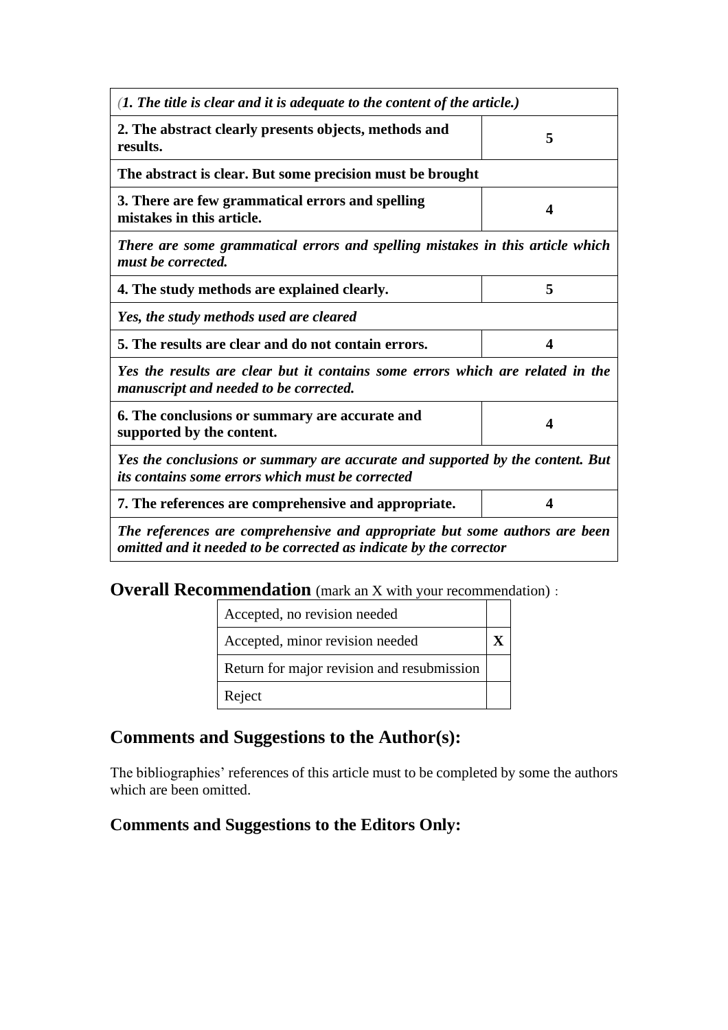| | |
|---|---|
| *(**1. The title is clear and it is adequate to the content of the article.)*** | |
| **2. The abstract clearly presents objects, methods and results.** | **5** |
| **The abstract is clear. But some precision must be brought** | |
| **3. There are few grammatical errors and spelling mistakes in this article.** | **4** |
| ***There are some grammatical errors and spelling mistakes in this article which must be corrected.*** | |
| **4. The study methods are explained clearly.** | **5** |
| ***Yes, the study methods used are cleared*** | |
| **5. The results are clear and do not contain errors.** | **4** |
| ***Yes the results are clear but it contains some errors which are related in the manuscript and needed to be corrected.*** | |
| **6. The conclusions or summary are accurate and supported by the content.** | **4** |
| ***Yes the conclusions or summary are accurate and supported by the content. But its contains some errors which must be corrected*** | |
| **7. The references are comprehensive and appropriate.** | **4** |
| ***The references are comprehensive and appropriate but some authors are been omitted and it needed to be corrected as indicate by the corrector*** | |

## Overall Recommendation (mark an X with your recommendation) :

| | |
|---|---|
| Accepted, no revision needed | |
| Accepted, minor revision needed | **X** |
| Return for major revision and resubmission | |
| Reject | |

## Comments and Suggestions to the Author(s):

The bibliographies' references of this article must to be completed by some the authors which are been omitted.

## Comments and Suggestions to the Editors Only: